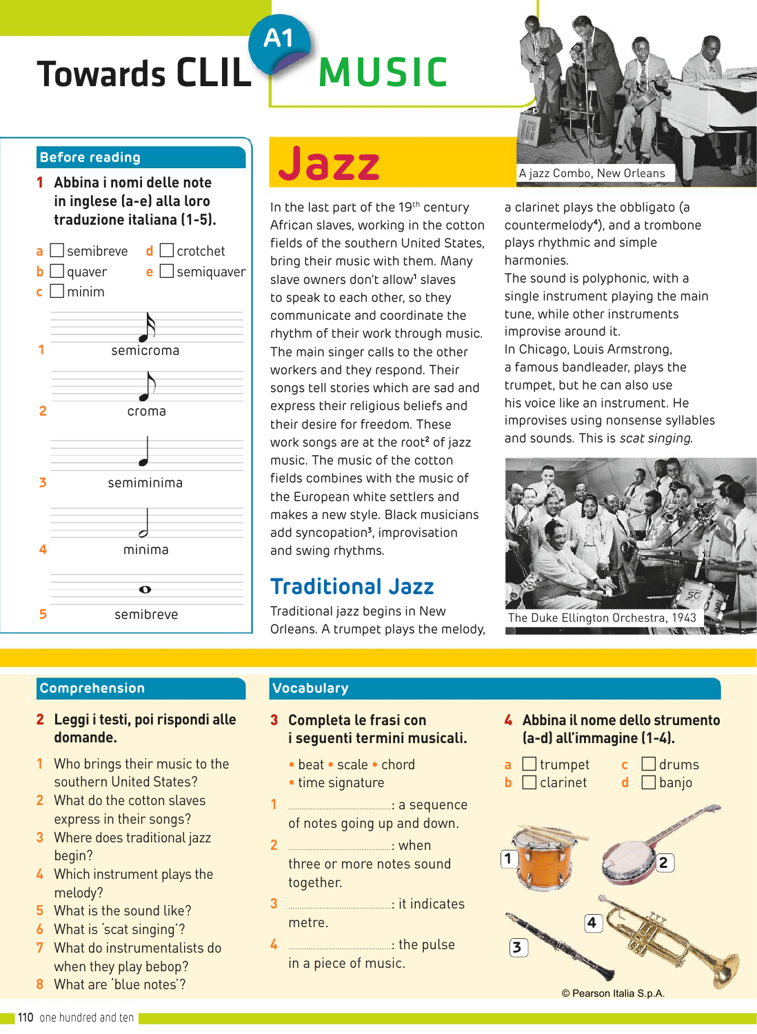# Towards CLIL A1 MUSIC

## Before reading

**1 Abbina i nomi delle note in inglese (a-e) alla loro traduzione italiana (1-5).**

a ☐ semibreve
b ☐ quaver
c ☐ minim
d ☐ crotchet
e ☐ semiquaver

1 semicroma
2 croma
3 semiminima
4 minima
5 semibreve

# Jazz

A jazz Combo, New Orleans

In the last part of the 19th century African slaves, working in the cotton fields of the southern United States, bring their music with them. Many slave owners don't allow[1] slaves to speak to each other, so they communicate and coordinate the rhythm of their work through music. The main singer calls to the other workers and they respond. Their songs tell stories which are sad and express their religious beliefs and their desire for freedom. These work songs are at the root[2] of jazz music. The music of the cotton fields combines with the music of the European white settlers and makes a new style. Black musicians add syncopation[3], improvisation and swing rhythms.

## Traditional Jazz

Traditional jazz begins in New Orleans. A trumpet plays the melody, a clarinet plays the obbligato (a countermelody[4]), and a trombone plays rhythmic and simple harmonies.
The sound is polyphonic, with a single instrument playing the main tune, while other instruments improvise around it.
In Chicago, Louis Armstrong, a famous bandleader, plays the trumpet, but he can also use his voice like an instrument. He improvises using nonsense syllables and sounds. This is *scat singing*.

The Duke Ellington Orchestra, 1943

## Comprehension

**2 Leggi i testi, poi rispondi alle domande.**

1 Who brings their music to the southern United States?
2 What do the cotton slaves express in their songs?
3 Where does traditional jazz begin?
4 Which instrument plays the melody?
5 What is the sound like?
6 What is 'scat singing'?
7 What do instrumentalists do when they play bebop?
8 What are 'blue notes'?

## Vocabulary

**3 Completa le frasi con i seguenti termini musicali.**

• beat • scale • chord
• time signature

1 ..........................: a sequence of notes going up and down.
2 ..........................: when three or more notes sound together.
3 ..........................: it indicates metre.
4 ..........................: the pulse in a piece of music.

**4 Abbina il nome dello strumento (a-d) all'immagine (1-4).**

a ☐ trumpet
b ☐ clarinet
c ☐ drums
d ☐ banjo

© Pearson Italia S.p.A.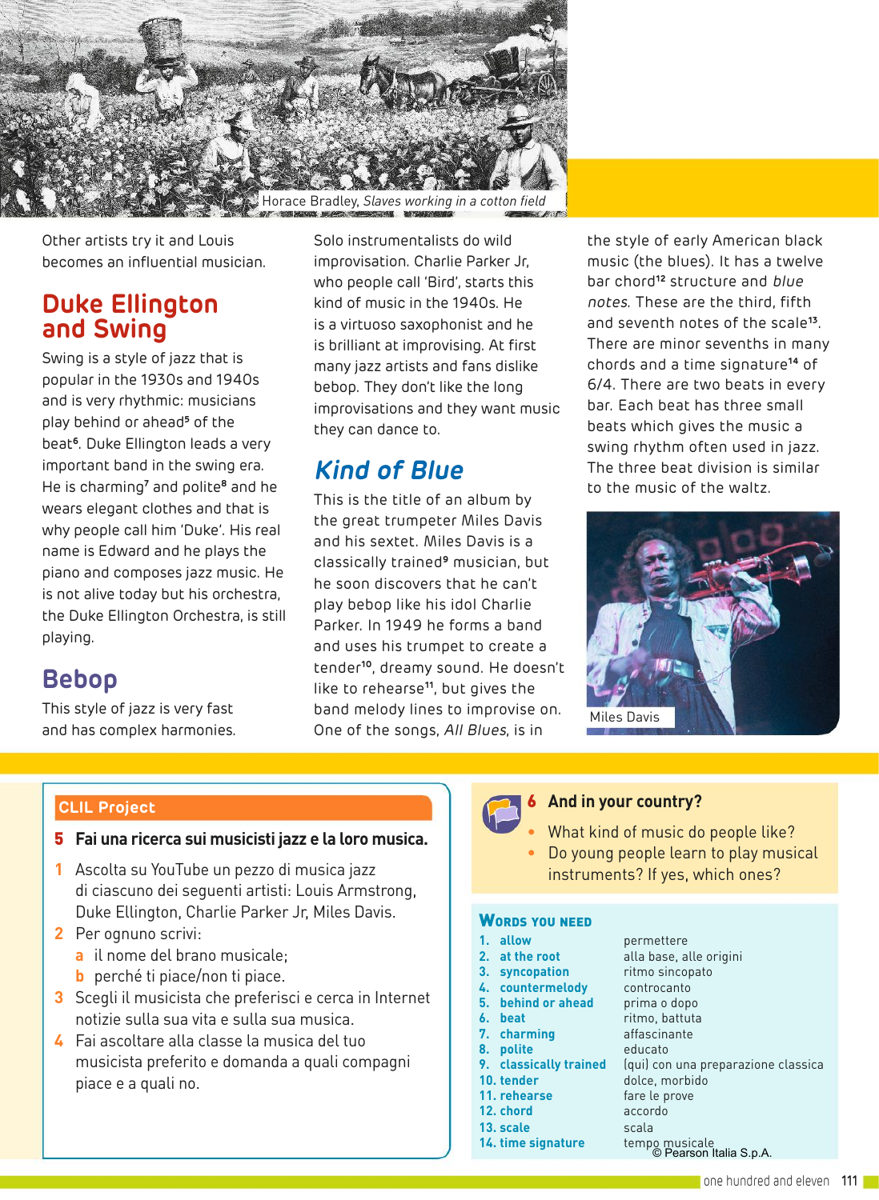Horace Bradley, *Slaves working in a cotton field*

Other artists try it and Louis becomes an influential musician.

## Duke Ellington and Swing

Swing is a style of jazz that is popular in the 1930s and 1940s and is very rhythmic: musicians play behind or ahead[5] of the beat[6]. Duke Ellington leads a very important band in the swing era. He is charming[7] and polite[8] and he wears elegant clothes and that is why people call him 'Duke'. His real name is Edward and he plays the piano and composes jazz music. He is not alive today but his orchestra, the Duke Ellington Orchestra, is still playing.

## Bebop

This style of jazz is very fast and has complex harmonies. Solo instrumentalists do wild improvisation. Charlie Parker Jr, who people call 'Bird', starts this kind of music in the 1940s. He is a virtuoso saxophonist and he is brilliant at improvising. At first many jazz artists and fans dislike bebop. They don't like the long improvisations and they want music they can dance to.

## *Kind of Blue*

This is the title of an album by the great trumpeter Miles Davis and his sextet. Miles Davis is a classically trained[9] musician, but he soon discovers that he can't play bebop like his idol Charlie Parker. In 1949 he forms a band and uses his trumpet to create a tender[10], dreamy sound. He doesn't like to rehearse[11], but gives the band melody lines to improvise on. One of the songs, *All Blues*, is in the style of early American black music (the blues). It has a twelve bar chord[12] structure and *blue notes*. These are the third, fifth and seventh notes of the scale[13]. There are minor sevenths in many chords and a time signature[14] of 6/4. There are two beats in every bar. Each beat has three small beats which gives the music a swing rhythm often used in jazz. The three beat division is similar to the music of the waltz.

Miles Davis

### CLIL Project

**5 Fai una ricerca sui musicisti jazz e la loro musica.**

1. Ascolta su YouTube un pezzo di musica jazz di ciascuno dei seguenti artisti: Louis Armstrong, Duke Ellington, Charlie Parker Jr, Miles Davis.
2. Per ognuno scrivi:
   - a il nome del brano musicale;
   - b perché ti piace/non ti piace.
3. Scegli il musicista che preferisci e cerca in Internet notizie sulla sua vita e sulla sua musica.
4. Fai ascoltare alla classe la musica del tuo musicista preferito e domanda a quali compagni piace e a quali no.

### 6 And in your country?

- What kind of music do people like?
- Do young people learn to play musical instruments? If yes, which ones?

### Words you need

| | |
|---|---|
| 1. **allow** | permettere |
| 2. **at the root** | alla base, alle origini |
| 3. **syncopation** | ritmo sincopato |
| 4. **countermelody** | controcanto |
| 5. **behind or ahead** | prima o dopo |
| 6. **beat** | ritmo, battuta |
| 7. **charming** | affascinante |
| 8. **polite** | educato |
| 9. **classically trained** | (qui) con una preparazione classica |
| 10. **tender** | dolce, morbido |
| 11. **rehearse** | fare le prove |
| 12. **chord** | accordo |
| 13. **scale** | scala |
| 14. **time signature** | tempo musicale |

© Pearson Italia S.p.A.